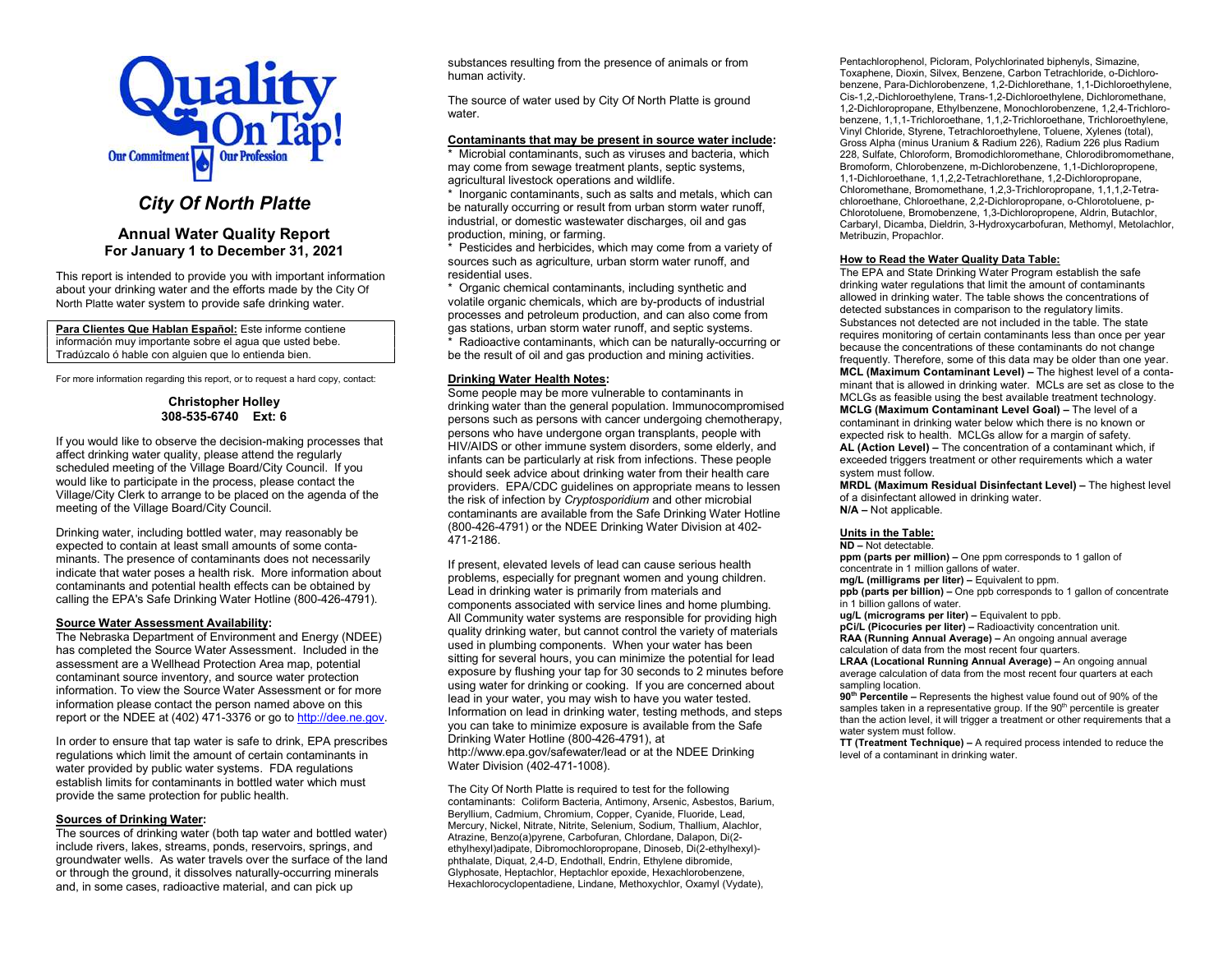Quality On Tap!

Our Commitment | Our Profession

# *City Of North Platte*

## Annual Water Quality Report
### For January 1 to December 31, 2021

This report is intended to provide you with important information about your drinking water and the efforts made by the City Of North Platte water system to provide safe drinking water.

**Para Clientes Que Hablan Español:** Este informe contiene información muy importante sobre el agua que usted bebe. Tradúzcalo ó hable con alguien que lo entienda bien.

For more information regarding this report, or to request a hard copy, contact:

**Christopher Holley**
**308-535-6740 Ext: 6**

If you would like to observe the decision-making processes that affect drinking water quality, please attend the regularly scheduled meeting of the Village Board/City Council. If you would like to participate in the process, please contact the Village/City Clerk to arrange to be placed on the agenda of the meeting of the Village Board/City Council.

Drinking water, including bottled water, may reasonably be expected to contain at least small amounts of some contaminants. The presence of contaminants does not necessarily indicate that water poses a health risk. More information about contaminants and potential health effects can be obtained by calling the EPA's Safe Drinking Water Hotline (800-426-4791).

**Source Water Assessment Availability:**
The Nebraska Department of Environment and Energy (NDEE) has completed the Source Water Assessment. Included in the assessment are a Wellhead Protection Area map, potential contaminant source inventory, and source water protection information. To view the Source Water Assessment or for more information please contact the person named above on this report or the NDEE at (402) 471-3376 or go to http://dee.ne.gov.

In order to ensure that tap water is safe to drink, EPA prescribes regulations which limit the amount of certain contaminants in water provided by public water systems. FDA regulations establish limits for contaminants in bottled water which must provide the same protection for public health.

**Sources of Drinking Water:**
The sources of drinking water (both tap water and bottled water) include rivers, lakes, streams, ponds, reservoirs, springs, and groundwater wells. As water travels over the surface of the land or through the ground, it dissolves naturally-occurring minerals and, in some cases, radioactive material, and can pick up substances resulting from the presence of animals or from human activity.

The source of water used by City Of North Platte is ground water.

**Contaminants that may be present in source water include:**
* Microbial contaminants, such as viruses and bacteria, which may come from sewage treatment plants, septic systems, agricultural livestock operations and wildlife.
* Inorganic contaminants, such as salts and metals, which can be naturally occurring or result from urban storm water runoff, industrial, or domestic wastewater discharges, oil and gas production, mining, or farming.
* Pesticides and herbicides, which may come from a variety of sources such as agriculture, urban storm water runoff, and residential uses.
* Organic chemical contaminants, including synthetic and volatile organic chemicals, which are by-products of industrial processes and petroleum production, and can also come from gas stations, urban storm water runoff, and septic systems.
* Radioactive contaminants, which can be naturally-occurring or be the result of oil and gas production and mining activities.

**Drinking Water Health Notes:**
Some people may be more vulnerable to contaminants in drinking water than the general population. Immunocompromised persons such as persons with cancer undergoing chemotherapy, persons who have undergone organ transplants, people with HIV/AIDS or other immune system disorders, some elderly, and infants can be particularly at risk from infections. These people should seek advice about drinking water from their health care providers. EPA/CDC guidelines on appropriate means to lessen the risk of infection by *Cryptosporidium* and other microbial contaminants are available from the Safe Drinking Water Hotline (800-426-4791) or the NDEE Drinking Water Division at 402-471-2186.

If present, elevated levels of lead can cause serious health problems, especially for pregnant women and young children. Lead in drinking water is primarily from materials and components associated with service lines and home plumbing. All Community water systems are responsible for providing high quality drinking water, but cannot control the variety of materials used in plumbing components. When your water has been sitting for several hours, you can minimize the potential for lead exposure by flushing your tap for 30 seconds to 2 minutes before using water for drinking or cooking. If you are concerned about lead in your water, you may wish to have your water tested. Information on lead in drinking water, testing methods, and steps you can take to minimize exposure is available from the Safe Drinking Water Hotline (800-426-4791), at http://www.epa.gov/safewater/lead or at the NDEE Drinking Water Division (402-471-1008).

The City Of North Platte is required to test for the following contaminants: Coliform Bacteria, Antimony, Arsenic, Asbestos, Barium, Beryllium, Cadmium, Chromium, Copper, Cyanide, Fluoride, Lead, Mercury, Nickel, Nitrate, Nitrite, Selenium, Sodium, Thallium, Alachlor, Atrazine, Benzo(a)pyrene, Carbofuran, Chlordane, Dalapon, Di(2-ethylhexyl)adipate, Dibromochloropropane, Dinoseb, Di(2-ethylhexyl)-phthalate, Diquat, 2,4-D, Endothall, Endrin, Ethylene dibromide, Glyphosate, Heptachlor, Heptachlor epoxide, Hexachlorobenzene, Hexachlorocyclopentadiene, Lindane, Methoxychlor, Oxamyl (Vydate), Pentachlorophenol, Picloram, Polychlorinated biphenyls, Simazine, Toxaphene, Dioxin, Silvex, Benzene, Carbon Tetrachloride, o-Dichlorobenzene, Para-Dichlorobenzene, 1,2-Dichlorethane, 1,1-Dichloroethylene, Cis-1,2,-Dichloroethylene, Trans-1,2-Dichloroethylene, Dichloromethane, 1,2-Dichloropropane, Ethylbenzene, Monochlorobenzene, 1,2,4-Trichlorobenzene, 1,1,1-Trichloroethane, 1,1,2-Trichloroethane, Trichloroethylene, Vinyl Chloride, Styrene, Tetrachloroethylene, Toluene, Xylenes (total), Gross Alpha (minus Uranium & Radium 226), Radium 226 plus Radium 228, Sulfate, Chloroform, Bromodichloromethane, Chlorodibromomethane, Bromoform, Chlorobenzene, m-Dichlorobenzene, 1,1-Dichloropropene, 1,1-Dichloroethane, 1,1,2,2-Tetrachlorethane, 1,2-Dichloropropane, Chloromethane, Bromomethane, 1,2,3-Trichloropropane, 1,1,1,2-Tetrachloroethane, Chloroethane, 2,2-Dichloropropane, o-Chlorotoluene, p-Chlorotoluene, Bromobenzene, 1,3-Dichloropropene, Aldrin, Butachlor, Carbaryl, Dicamba, Dieldrin, 3-Hydroxycarbofuran, Methomyl, Metolachlor, Metribuzin, Propachlor.

**How to Read the Water Quality Data Table:**
The EPA and State Drinking Water Program establish the safe drinking water regulations that limit the amount of contaminants allowed in drinking water. The table shows the concentrations of detected substances in comparison to the regulatory limits. Substances not detected are not included in the table. The state requires monitoring of certain contaminants less than once per year because the concentrations of these contaminants do not change frequently. Therefore, some of this data may be older than one year.
**MCL (Maximum Contaminant Level) –** The highest level of a contaminant that is allowed in drinking water. MCLs are set as close to the MCLGs as feasible using the best available treatment technology.
**MCLG (Maximum Contaminant Level Goal) –** The level of a contaminant in drinking water below which there is no known or expected risk to health. MCLGs allow for a margin of safety.
**AL (Action Level) –** The concentration of a contaminant which, if exceeded triggers treatment or other requirements which a water system must follow.
**MRDL (Maximum Residual Disinfectant Level) –** The highest level of a disinfectant allowed in drinking water.
**N/A –** Not applicable.

**Units in the Table:**
**ND –** Not detectable.
**ppm (parts per million) –** One ppm corresponds to 1 gallon of concentrate in 1 million gallons of water.
**mg/L (milligrams per liter) –** Equivalent to ppm.
**ppb (parts per billion) –** One ppb corresponds to 1 gallon of concentrate in 1 billion gallons of water.
**ug/L (micrograms per liter) –** Equivalent to ppb.
**pCi/L (Picocuries per liter) –** Radioactivity concentration unit.
**RAA (Running Annual Average) –** An ongoing annual average calculation of data from the most recent four quarters.
**LRAA (Locational Running Annual Average) –** An ongoing annual average calculation of data from the most recent four quarters at each sampling location.
**90th Percentile –** Represents the highest value found out of 90% of the samples taken in a representative group. If the 90th percentile is greater than the action level, it will trigger a treatment or other requirements that a water system must follow.
**TT (Treatment Technique) –** A required process intended to reduce the level of a contaminant in drinking water.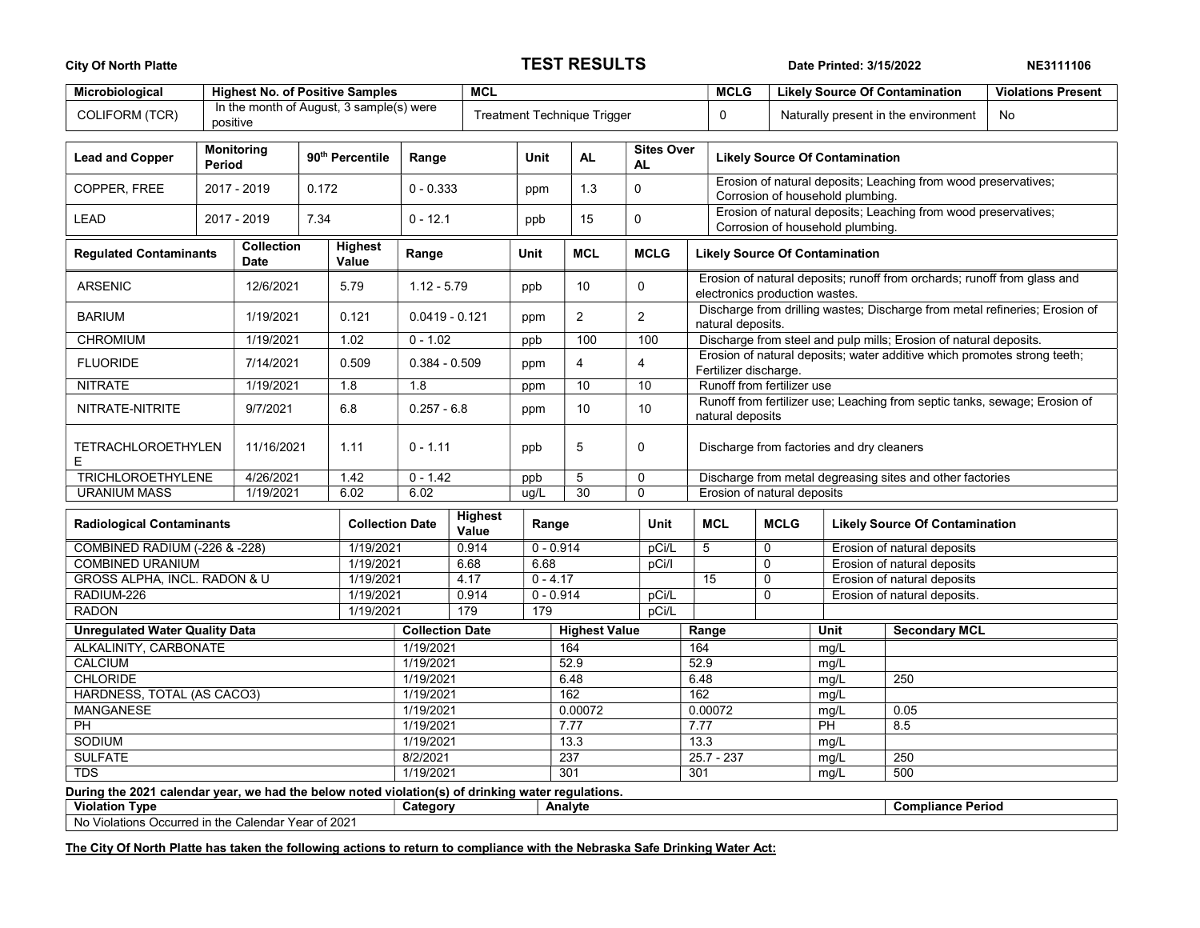City Of North Platte | **TEST RESULTS** | Date Printed: 3/15/2022 | NE3111106

| Microbiological | Highest No. of Positive Samples | MCL | MCLG | Likely Source Of Contamination | Violations Present |
|---|---|---|---|---|---|
| COLIFORM (TCR) | In the month of August, 3 sample(s) were positive | Treatment Technique Trigger | 0 | Naturally present in the environment | No |

| Lead and Copper | Monitoring Period | 90th Percentile | Range | Unit | AL | Sites Over AL | Likely Source Of Contamination |
|---|---|---|---|---|---|---|---|
| COPPER, FREE | 2017 - 2019 | 0.172 | 0 - 0.333 | ppm | 1.3 | 0 | Erosion of natural deposits; Leaching from wood preservatives; Corrosion of household plumbing. |
| LEAD | 2017 - 2019 | 7.34 | 0 - 12.1 | ppb | 15 | 0 | Erosion of natural deposits; Leaching from wood preservatives; Corrosion of household plumbing. |

| Regulated Contaminants | Collection Date | Highest Value | Range | Unit | MCL | MCLG | Likely Source Of Contamination |
|---|---|---|---|---|---|---|---|
| ARSENIC | 12/6/2021 | 5.79 | 1.12 - 5.79 | ppb | 10 | 0 | Erosion of natural deposits; runoff from orchards; runoff from glass and electronics production wastes. |
| BARIUM | 1/19/2021 | 0.121 | 0.0419 - 0.121 | ppm | 2 | 2 | Discharge from drilling wastes; Discharge from metal refineries; Erosion of natural deposits. |
| CHROMIUM | 1/19/2021 | 1.02 | 0 - 1.02 | ppb | 100 | 100 | Discharge from steel and pulp mills; Erosion of natural deposits. |
| FLUORIDE | 7/14/2021 | 0.509 | 0.384 - 0.509 | ppm | 4 | 4 | Erosion of natural deposits; water additive which promotes strong teeth; Fertilizer discharge. |
| NITRATE | 1/19/2021 | 1.8 | 1.8 | ppm | 10 | 10 | Runoff from fertilizer use |
| NITRATE-NITRITE | 9/7/2021 | 6.8 | 0.257 - 6.8 | ppm | 10 | 10 | Runoff from fertilizer use; Leaching from septic tanks, sewage; Erosion of natural deposits |
| TETRACHLOROETHYLENE | 11/16/2021 | 1.11 | 0 - 1.11 | ppb | 5 | 0 | Discharge from factories and dry cleaners |
| TRICHLOROETHYLENE | 4/26/2021 | 1.42 | 0 - 1.42 | ppb | 5 | 0 | Discharge from metal degreasing sites and other factories |
| URANIUM MASS | 1/19/2021 | 6.02 | 6.02 | ug/L | 30 | 0 | Erosion of natural deposits |

| Radiological Contaminants | Collection Date | Highest Value | Range | Unit | MCL | MCLG | Likely Source Of Contamination |
|---|---|---|---|---|---|---|---|
| COMBINED RADIUM (-226 & -228) | 1/19/2021 | 0.914 | 0 - 0.914 | pCi/L | 5 | 0 | Erosion of natural deposits |
| COMBINED URANIUM | 1/19/2021 | 6.68 | 6.68 | pCi/l | | 0 | Erosion of natural deposits |
| GROSS ALPHA, INCL. RADON & U | 1/19/2021 | 4.17 | 0 - 4.17 | | 15 | 0 | Erosion of natural deposits |
| RADIUM-226 | 1/19/2021 | 0.914 | 0 - 0.914 | pCi/L | | 0 | Erosion of natural deposits. |
| RADON | 1/19/2021 | 179 | 179 | pCi/L | | | |

| Unregulated Water Quality Data | Collection Date | Highest Value | Range | Unit | Secondary MCL |
|---|---|---|---|---|---|
| ALKALINITY, CARBONATE | 1/19/2021 | 164 | 164 | mg/L | |
| CALCIUM | 1/19/2021 | 52.9 | 52.9 | mg/L | |
| CHLORIDE | 1/19/2021 | 6.48 | 6.48 | mg/L | 250 |
| HARDNESS, TOTAL (AS CACO3) | 1/19/2021 | 162 | 162 | mg/L | |
| MANGANESE | 1/19/2021 | 0.00072 | 0.00072 | mg/L | 0.05 |
| PH | 1/19/2021 | 7.77 | 7.77 | PH | 8.5 |
| SODIUM | 1/19/2021 | 13.3 | 13.3 | mg/L | |
| SULFATE | 8/2/2021 | 237 | 25.7 - 237 | mg/L | 250 |
| TDS | 1/19/2021 | 301 | 301 | mg/L | 500 |

**During the 2021 calendar year, we had the below noted violation(s) of drinking water regulations.**

| Violation Type | Category | Analyte | Compliance Period |
|---|---|---|---|
| No Violations Occurred in the Calendar Year of 2021 | | | |

**<u>The City Of North Platte has taken the following actions to return to compliance with the Nebraska Safe Drinking Water Act:</u>**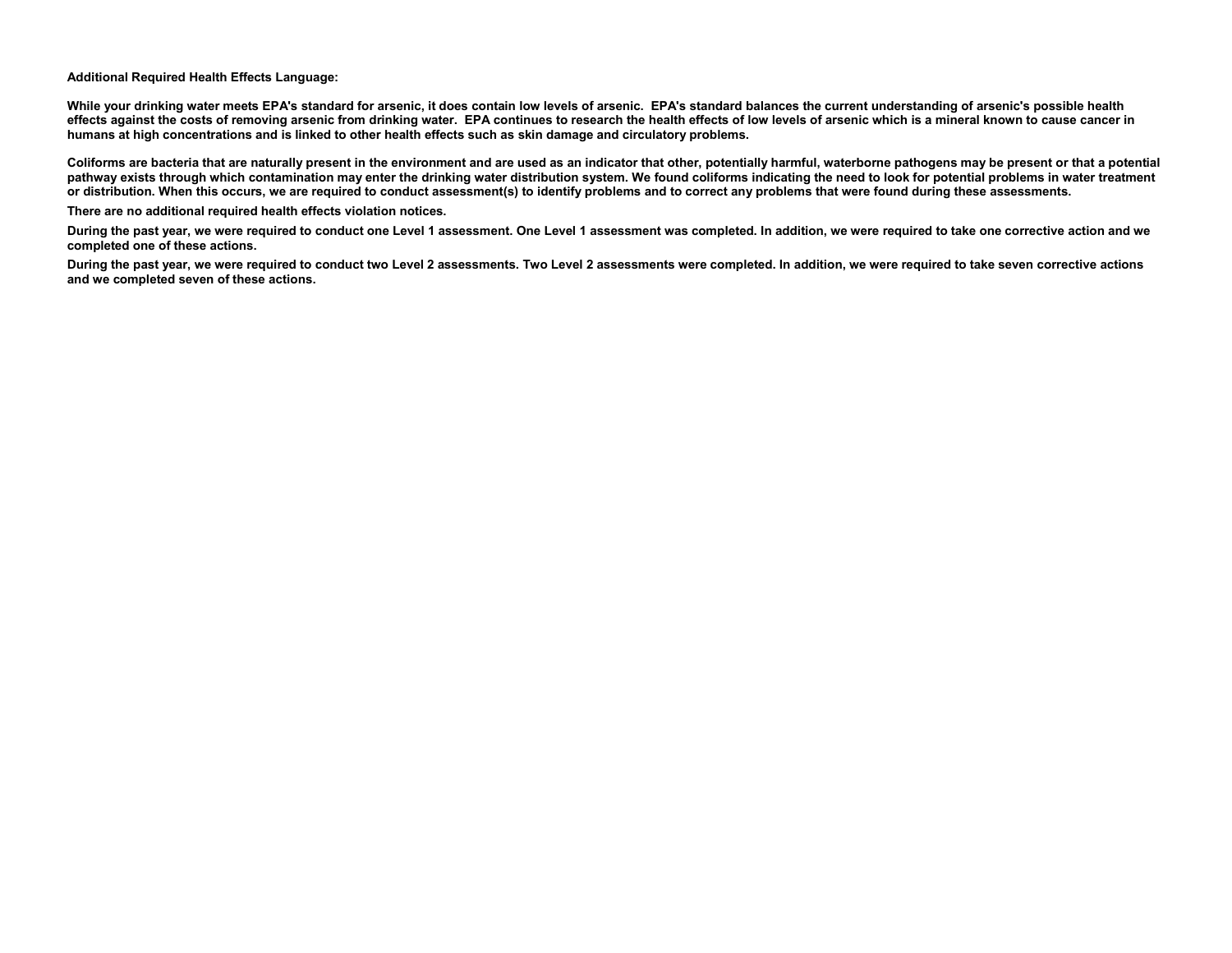**Additional Required Health Effects Language:**

**While your drinking water meets EPA's standard for arsenic, it does contain low levels of arsenic. EPA's standard balances the current understanding of arsenic's possible health effects against the costs of removing arsenic from drinking water. EPA continues to research the health effects of low levels of arsenic which is a mineral known to cause cancer in humans at high concentrations and is linked to other health effects such as skin damage and circulatory problems.**

**Coliforms are bacteria that are naturally present in the environment and are used as an indicator that other, potentially harmful, waterborne pathogens may be present or that a potential pathway exists through which contamination may enter the drinking water distribution system. We found coliforms indicating the need to look for potential problems in water treatment or distribution. When this occurs, we are required to conduct assessment(s) to identify problems and to correct any problems that were found during these assessments.**

**There are no additional required health effects violation notices.**

**During the past year, we were required to conduct one Level 1 assessment. One Level 1 assessment was completed. In addition, we were required to take one corrective action and we completed one of these actions.**

**During the past year, we were required to conduct two Level 2 assessments. Two Level 2 assessments were completed. In addition, we were required to take seven corrective actions and we completed seven of these actions.**